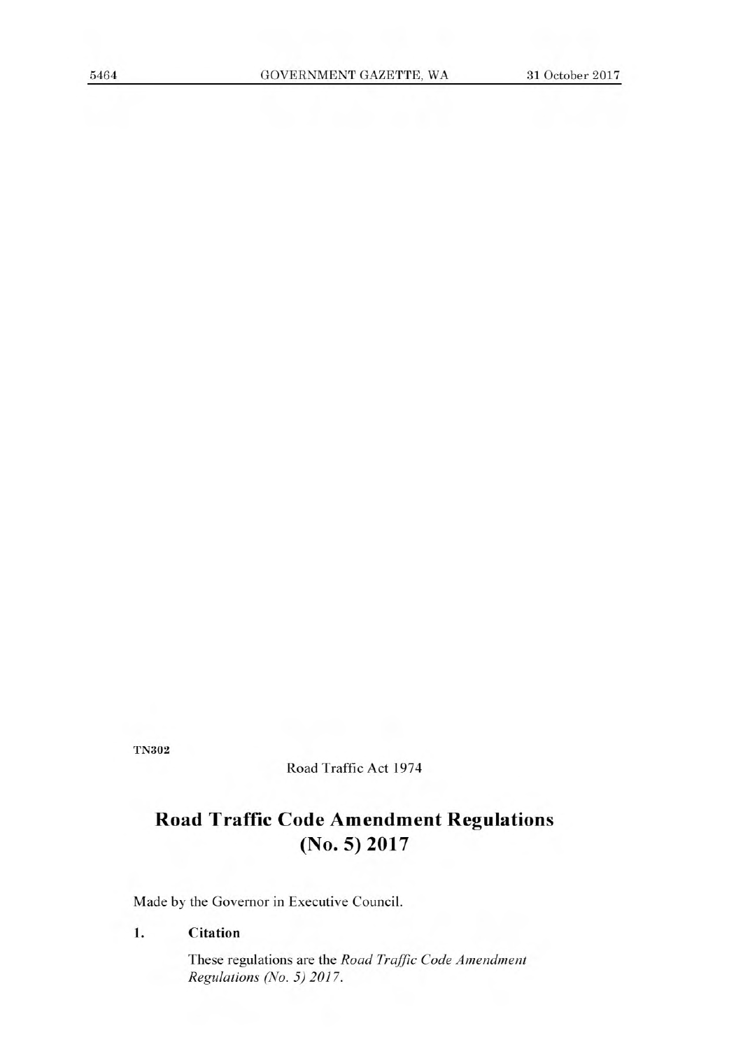TN302

Road Traffic Act 1974

# Road Traffic Code Amendment Regulations (No. 5) 2017

Made by the Governor in Executive Council.

**1. Citation**

These regulations are the *Road Traffic Code Amendment Regulations (No. 5) 2017*.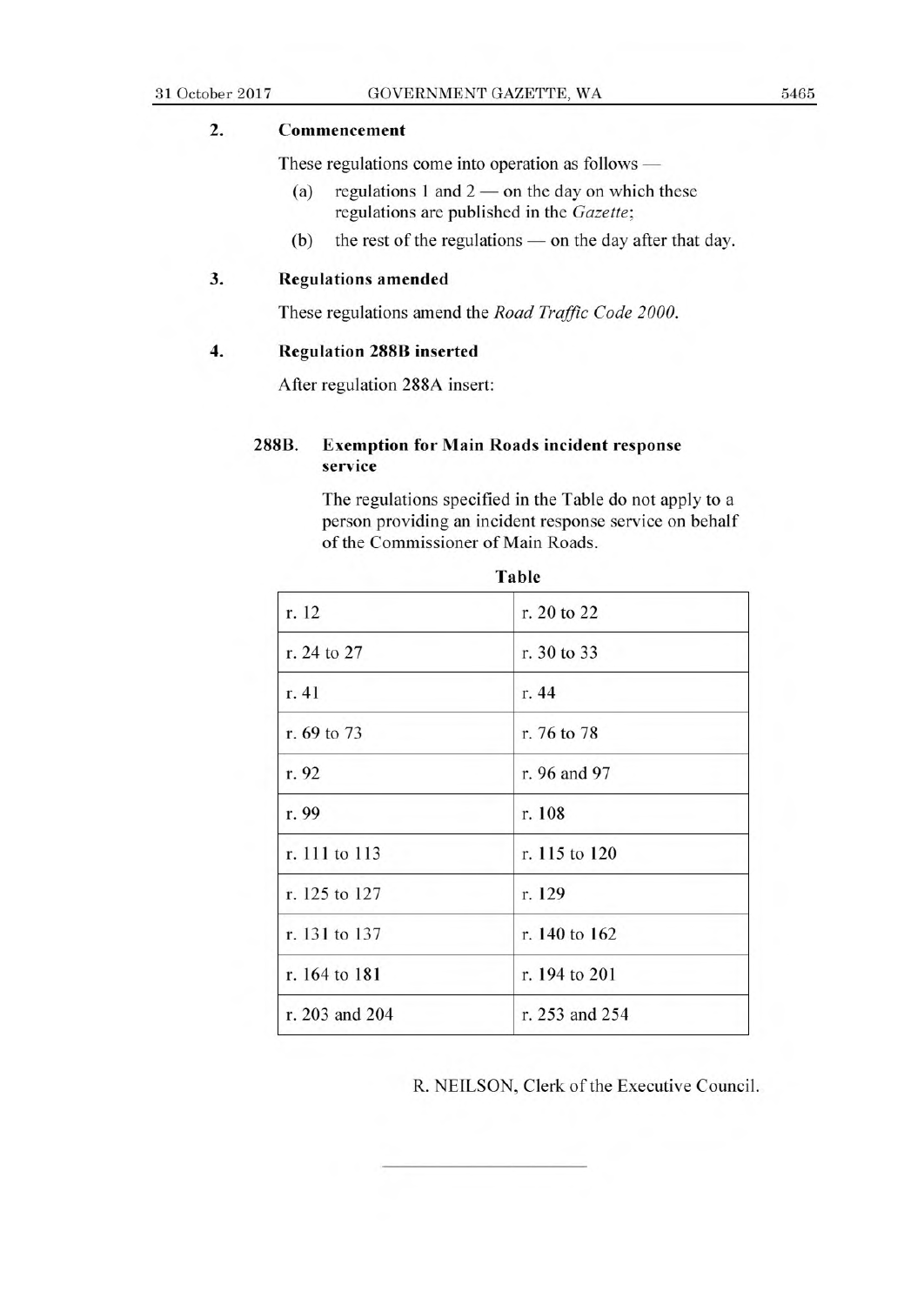### 2. Commencement

These regulations come into operation as follows —

(a) regulations 1 and 2 — on the day on which these regulations are published in the *Gazette*;

(b) the rest of the regulations — on the day after that day.

### 3. Regulations amended

These regulations amend the *Road Traffic Code 2000*.

### 4. Regulation 288B inserted

After regulation 288A insert:

#### 288B. Exemption for Main Roads incident response service

The regulations specified in the Table do not apply to a person providing an incident response service on behalf of the Commissioner of Main Roads.

**Table**

| | |
|---|---|
| r. 12 | r. 20 to 22 |
| r. 24 to 27 | r. 30 to 33 |
| r. 41 | r. 44 |
| r. 69 to 73 | r. 76 to 78 |
| r. 92 | r. 96 and 97 |
| r. 99 | r. 108 |
| r. 111 to 113 | r. 115 to 120 |
| r. 125 to 127 | r. 129 |
| r. 131 to 137 | r. 140 to 162 |
| r. 164 to 181 | r. 194 to 201 |
| r. 203 and 204 | r. 253 and 254 |

R. NEILSON, Clerk of the Executive Council.